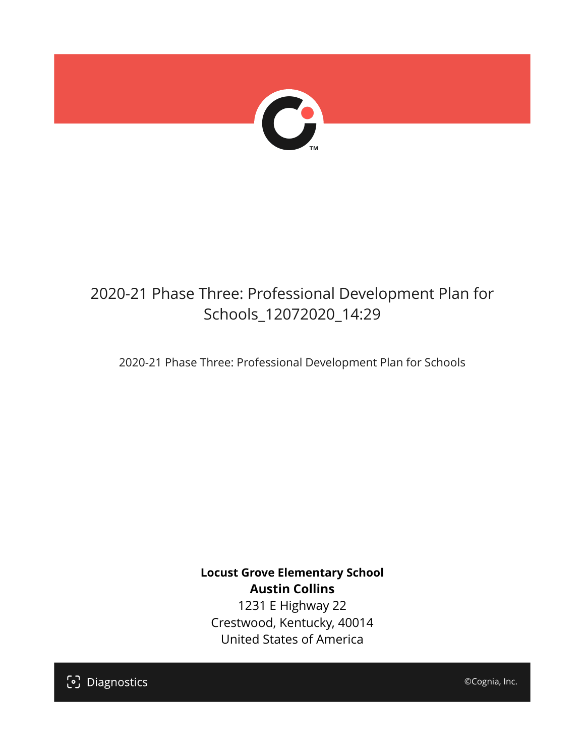# 2020-21 Phase Three: Professional Development Plan for Schools_12072020_14:29

2020-21 Phase Three: Professional Development Plan for Schools

**Locust Grove Elementary School**
**Austin Collins**
1231 E Highway 22
Crestwood, Kentucky, 40014
United States of America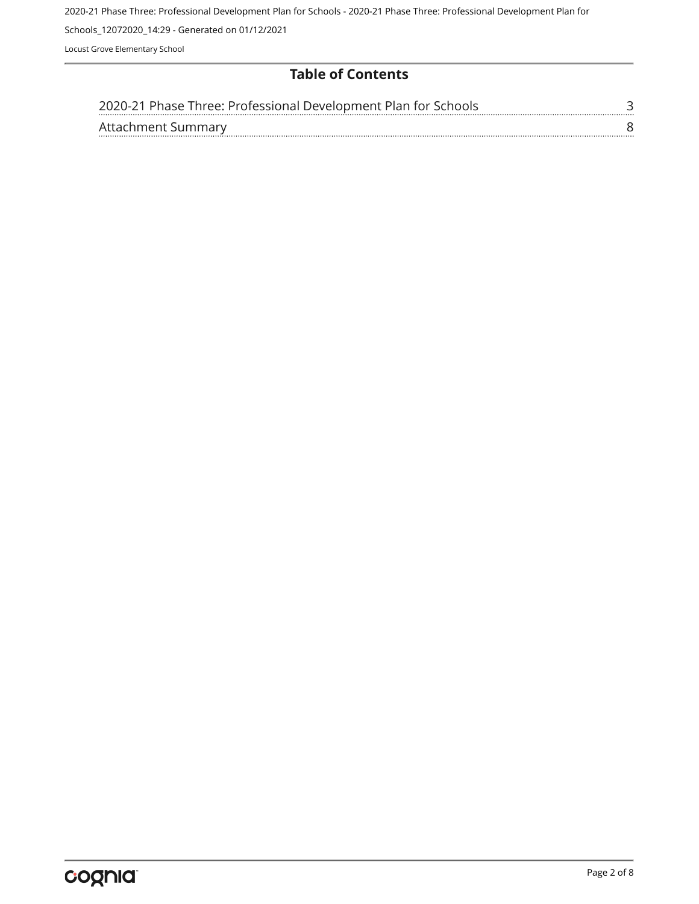# Table of Contents

| | |
|---|---|
| 2020-21 Phase Three: Professional Development Plan for Schools | 3 |
| Attachment Summary | 8 |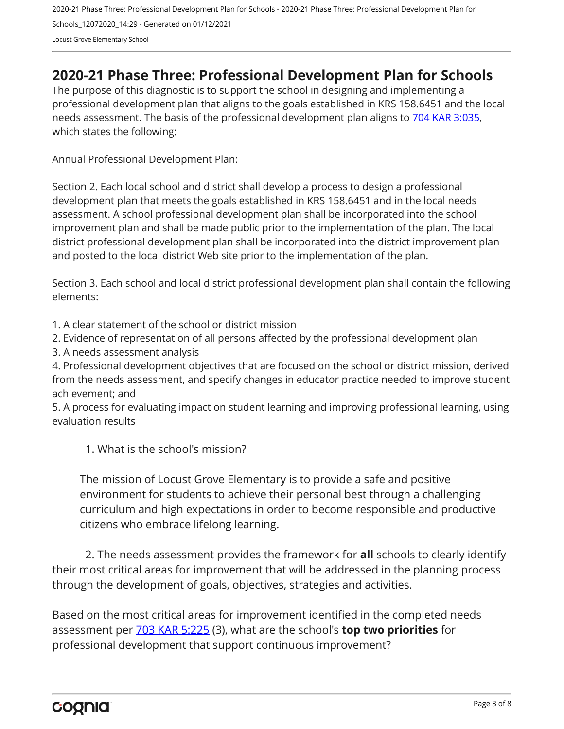# 2020-21 Phase Three: Professional Development Plan for Schools

The purpose of this diagnostic is to support the school in designing and implementing a professional development plan that aligns to the goals established in KRS 158.6451 and the local needs assessment. The basis of the professional development plan aligns to [704 KAR 3:035](), which states the following:

Annual Professional Development Plan:

Section 2. Each local school and district shall develop a process to design a professional development plan that meets the goals established in KRS 158.6451 and in the local needs assessment. A school professional development plan shall be incorporated into the school improvement plan and shall be made public prior to the implementation of the plan. The local district professional development plan shall be incorporated into the district improvement plan and posted to the local district Web site prior to the implementation of the plan.

Section 3. Each school and local district professional development plan shall contain the following elements:

1. A clear statement of the school or district mission
2. Evidence of representation of all persons affected by the professional development plan
3. A needs assessment analysis
4. Professional development objectives that are focused on the school or district mission, derived from the needs assessment, and specify changes in educator practice needed to improve student achievement; and
5. A process for evaluating impact on student learning and improving professional learning, using evaluation results

1. What is the school's mission?

The mission of Locust Grove Elementary is to provide a safe and positive environment for students to achieve their personal best through a challenging curriculum and high expectations in order to become responsible and productive citizens who embrace lifelong learning.

2. The needs assessment provides the framework for **all** schools to clearly identify their most critical areas for improvement that will be addressed in the planning process through the development of goals, objectives, strategies and activities.

Based on the most critical areas for improvement identified in the completed needs assessment per [703 KAR 5:225]() (3), what are the school's **top two priorities** for professional development that support continuous improvement?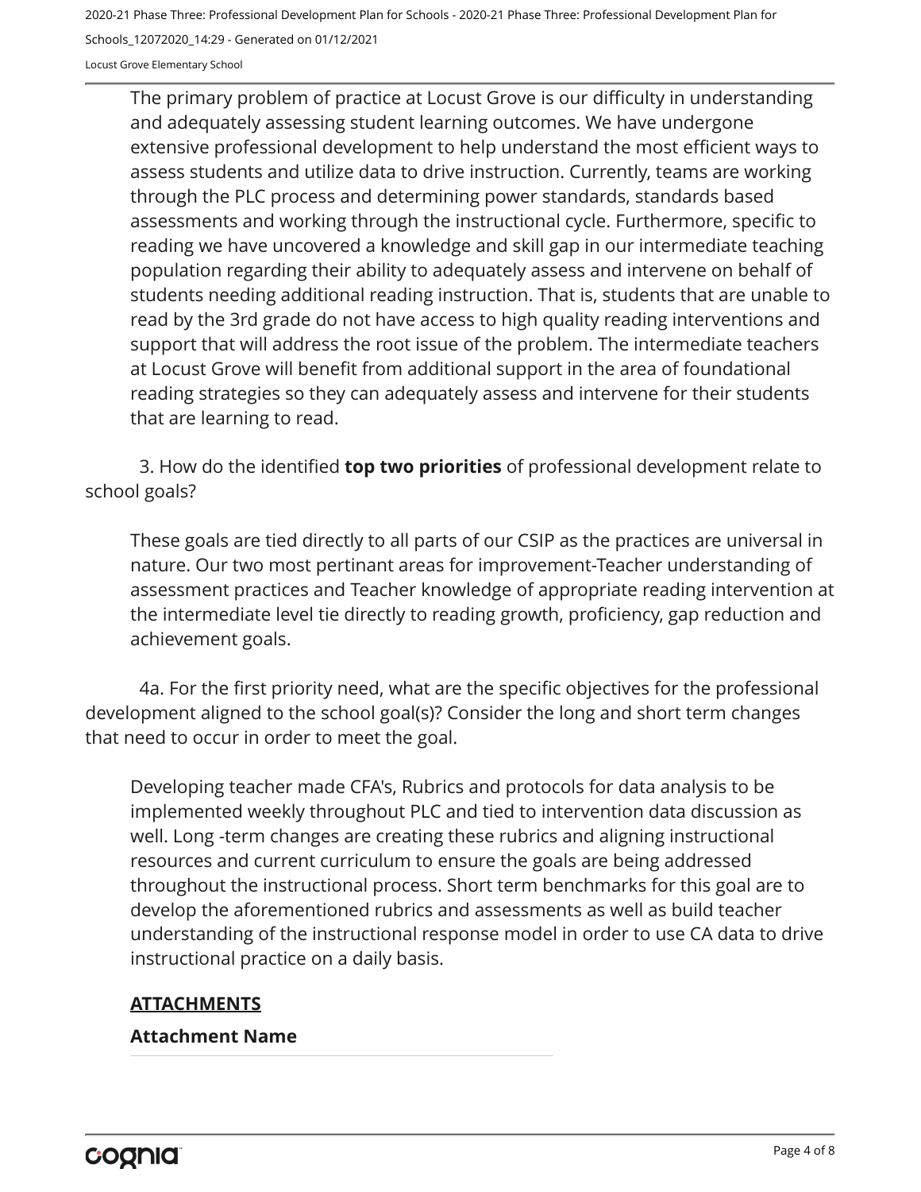The primary problem of practice at Locust Grove is our difficulty in understanding and adequately assessing student learning outcomes. We have undergone extensive professional development to help understand the most efficient ways to assess students and utilize data to drive instruction. Currently, teams are working through the PLC process and determining power standards, standards based assessments and working through the instructional cycle. Furthermore, specific to reading we have uncovered a knowledge and skill gap in our intermediate teaching population regarding their ability to adequately assess and intervene on behalf of students needing additional reading instruction. That is, students that are unable to read by the 3rd grade do not have access to high quality reading interventions and support that will address the root issue of the problem. The intermediate teachers at Locust Grove will benefit from additional support in the area of foundational reading strategies so they can adequately assess and intervene for their students that are learning to read.

3. How do the identified **top two priorities** of professional development relate to school goals?

These goals are tied directly to all parts of our CSIP as the practices are universal in nature. Our two most pertinant areas for improvement-Teacher understanding of assessment practices and Teacher knowledge of appropriate reading intervention at the intermediate level tie directly to reading growth, proficiency, gap reduction and achievement goals.

4a. For the first priority need, what are the specific objectives for the professional development aligned to the school goal(s)? Consider the long and short term changes that need to occur in order to meet the goal.

Developing teacher made CFA's, Rubrics and protocols for data analysis to be implemented weekly throughout PLC and tied to intervention data discussion as well. Long -term changes are creating these rubrics and aligning instructional resources and current curriculum to ensure the goals are being addressed throughout the instructional process. Short term benchmarks for this goal are to develop the aforementioned rubrics and assessments as well as build teacher understanding of the instructional response model in order to use CA data to drive instructional practice on a daily basis.

**ATTACHMENTS**

**Attachment Name**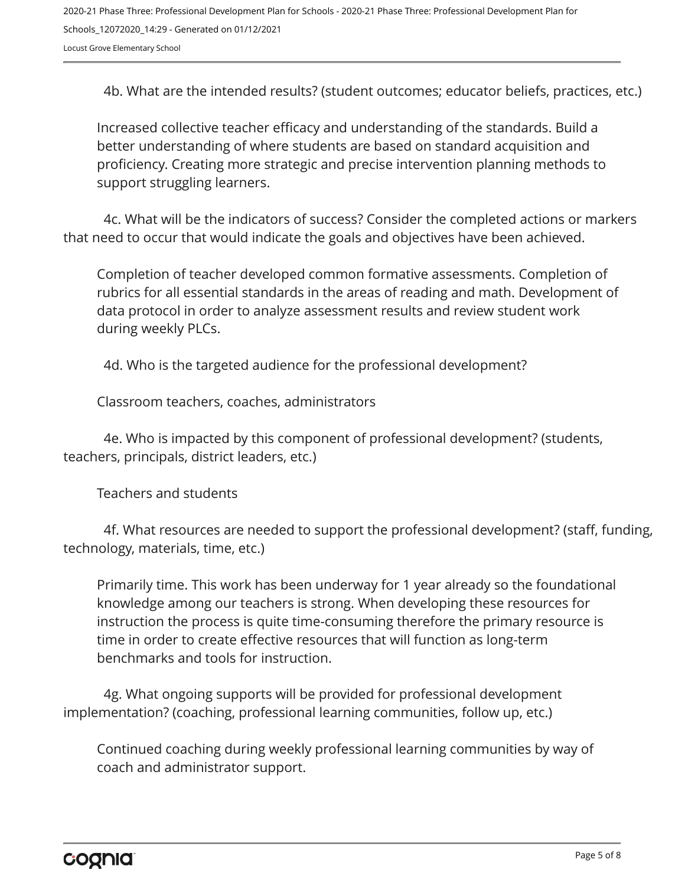4b. What are the intended results? (student outcomes; educator beliefs, practices, etc.)

Increased collective teacher efficacy and understanding of the standards. Build a better understanding of where students are based on standard acquisition and proficiency. Creating more strategic and precise intervention planning methods to support struggling learners.

4c. What will be the indicators of success? Consider the completed actions or markers that need to occur that would indicate the goals and objectives have been achieved.

Completion of teacher developed common formative assessments. Completion of rubrics for all essential standards in the areas of reading and math. Development of data protocol in order to analyze assessment results and review student work during weekly PLCs.

4d. Who is the targeted audience for the professional development?

Classroom teachers, coaches, administrators

4e. Who is impacted by this component of professional development? (students, teachers, principals, district leaders, etc.)

Teachers and students

4f. What resources are needed to support the professional development? (staff, funding, technology, materials, time, etc.)

Primarily time. This work has been underway for 1 year already so the foundational knowledge among our teachers is strong. When developing these resources for instruction the process is quite time-consuming therefore the primary resource is time in order to create effective resources that will function as long-term benchmarks and tools for instruction.

4g. What ongoing supports will be provided for professional development implementation? (coaching, professional learning communities, follow up, etc.)

Continued coaching during weekly professional learning communities by way of coach and administrator support.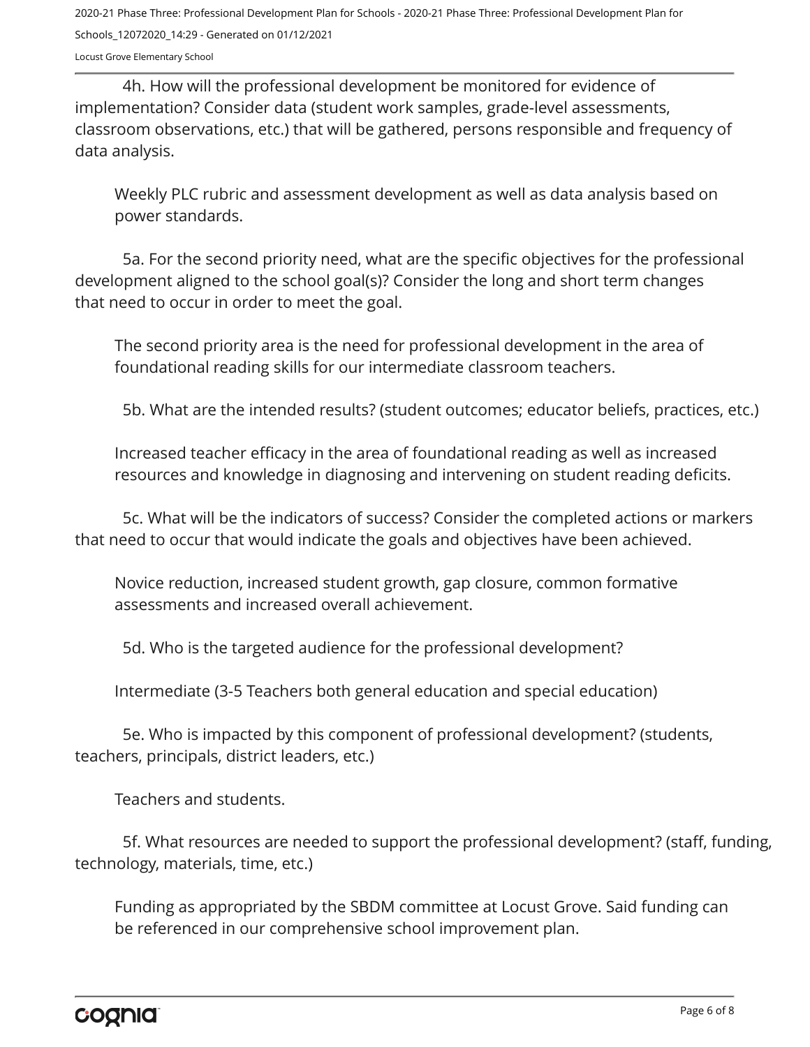4h. How will the professional development be monitored for evidence of implementation? Consider data (student work samples, grade-level assessments, classroom observations, etc.) that will be gathered, persons responsible and frequency of data analysis.

Weekly PLC rubric and assessment development as well as data analysis based on power standards.

5a. For the second priority need, what are the specific objectives for the professional development aligned to the school goal(s)? Consider the long and short term changes that need to occur in order to meet the goal.

The second priority area is the need for professional development in the area of foundational reading skills for our intermediate classroom teachers.

5b. What are the intended results? (student outcomes; educator beliefs, practices, etc.)

Increased teacher efficacy in the area of foundational reading as well as increased resources and knowledge in diagnosing and intervening on student reading deficits.

5c. What will be the indicators of success? Consider the completed actions or markers that need to occur that would indicate the goals and objectives have been achieved.

Novice reduction, increased student growth, gap closure, common formative assessments and increased overall achievement.

5d. Who is the targeted audience for the professional development?

Intermediate (3-5 Teachers both general education and special education)

5e. Who is impacted by this component of professional development? (students, teachers, principals, district leaders, etc.)

Teachers and students.

5f. What resources are needed to support the professional development? (staff, funding, technology, materials, time, etc.)

Funding as appropriated by the SBDM committee at Locust Grove. Said funding can be referenced in our comprehensive school improvement plan.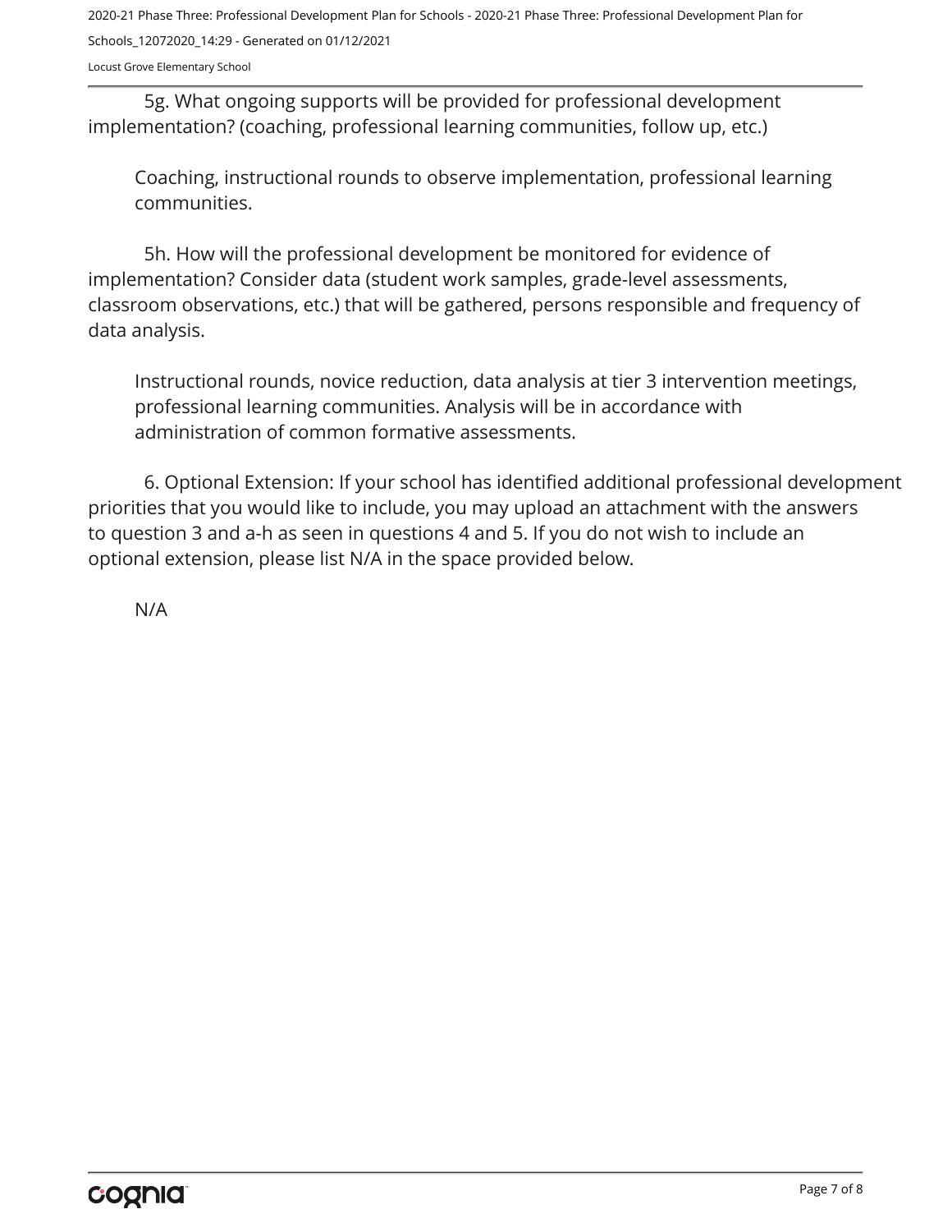5g. What ongoing supports will be provided for professional development implementation? (coaching, professional learning communities, follow up, etc.)

Coaching, instructional rounds to observe implementation, professional learning communities.

5h. How will the professional development be monitored for evidence of implementation? Consider data (student work samples, grade-level assessments, classroom observations, etc.) that will be gathered, persons responsible and frequency of data analysis.

Instructional rounds, novice reduction, data analysis at tier 3 intervention meetings, professional learning communities. Analysis will be in accordance with administration of common formative assessments.

6. Optional Extension: If your school has identified additional professional development priorities that you would like to include, you may upload an attachment with the answers to question 3 and a-h as seen in questions 4 and 5. If you do not wish to include an optional extension, please list N/A in the space provided below.

N/A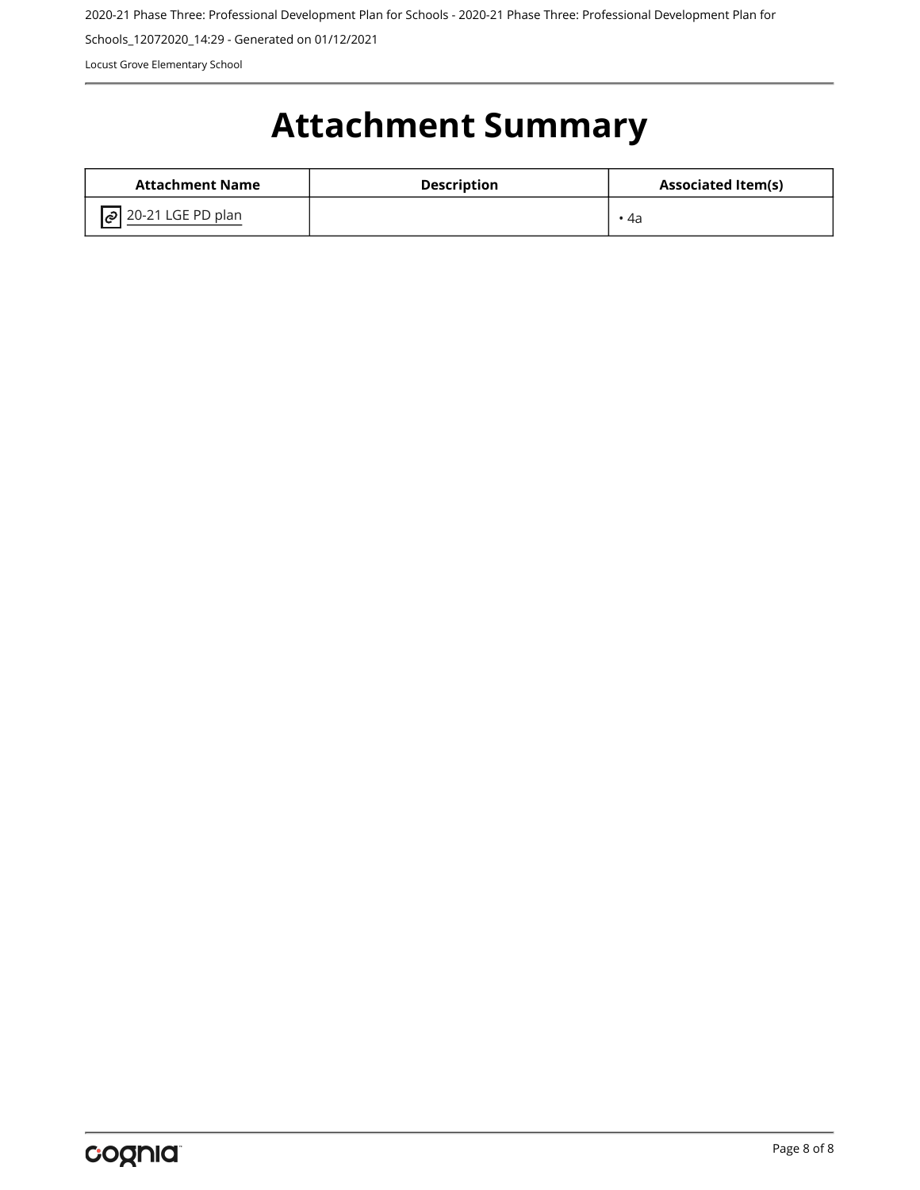# Attachment Summary

| Attachment Name | Description | Associated Item(s) |
| --- | --- | --- |
| 20-21 LGE PD plan | | • 4a |